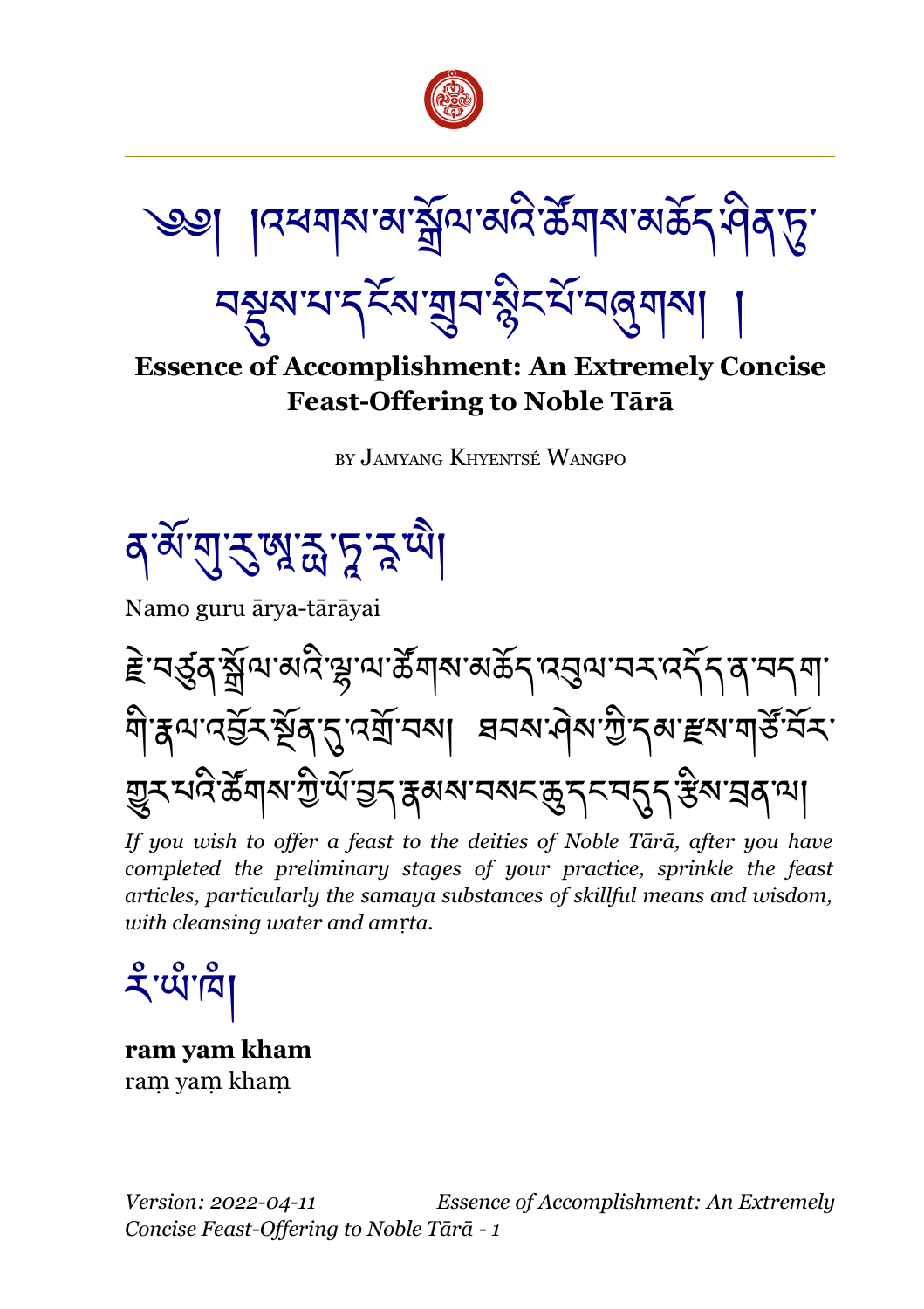# ༄༅། །འཕགས་མ་སྒྲོལ་མའི་ཚོགས་མཆོད་ཤིན་ཏུ་བསྡུས་པ་དངོས་གྲུབ་སྙིང་པོ་བཞུགས། །

## Essence of Accomplishment: An Extremely Concise Feast-Offering to Noble Tārā

by Jamyang Khyentsé Wangpo

ན་མོ་གུ་རུ་ཨཱརྱ་ཏཱ་རཱ་ཡཻ།

Namo guru ārya-tārāyai

རྗེ་བཙུན་སྒྲོལ་མའི་ལྷ་ལ་ཚོགས་མཆོད་འབུལ་བར་འདོད་ན་བདག་གི་རྣལ་འབྱོར་སྔོན་དུ་འགྲོ་བས། ཐབས་ཤེས་ཀྱི་དམ་རྫས་གཙོ་བོར་གྱུར་པའི་ཚོགས་ཀྱི་ཡོ་བྱད་རྣམས་བསང་ཆུ་དང་བདུད་རྩིས་བྲན་ལ།

*If you wish to offer a feast to the deities of Noble Tārā, after you have completed the preliminary stages of your practice, sprinkle the feast articles, particularly the samaya substances of skillful means and wisdom, with cleansing water and amṛta.*

རཾ་ཡཾ་ཁཾ།

**ram yam kham**
raṃ yaṃ khaṃ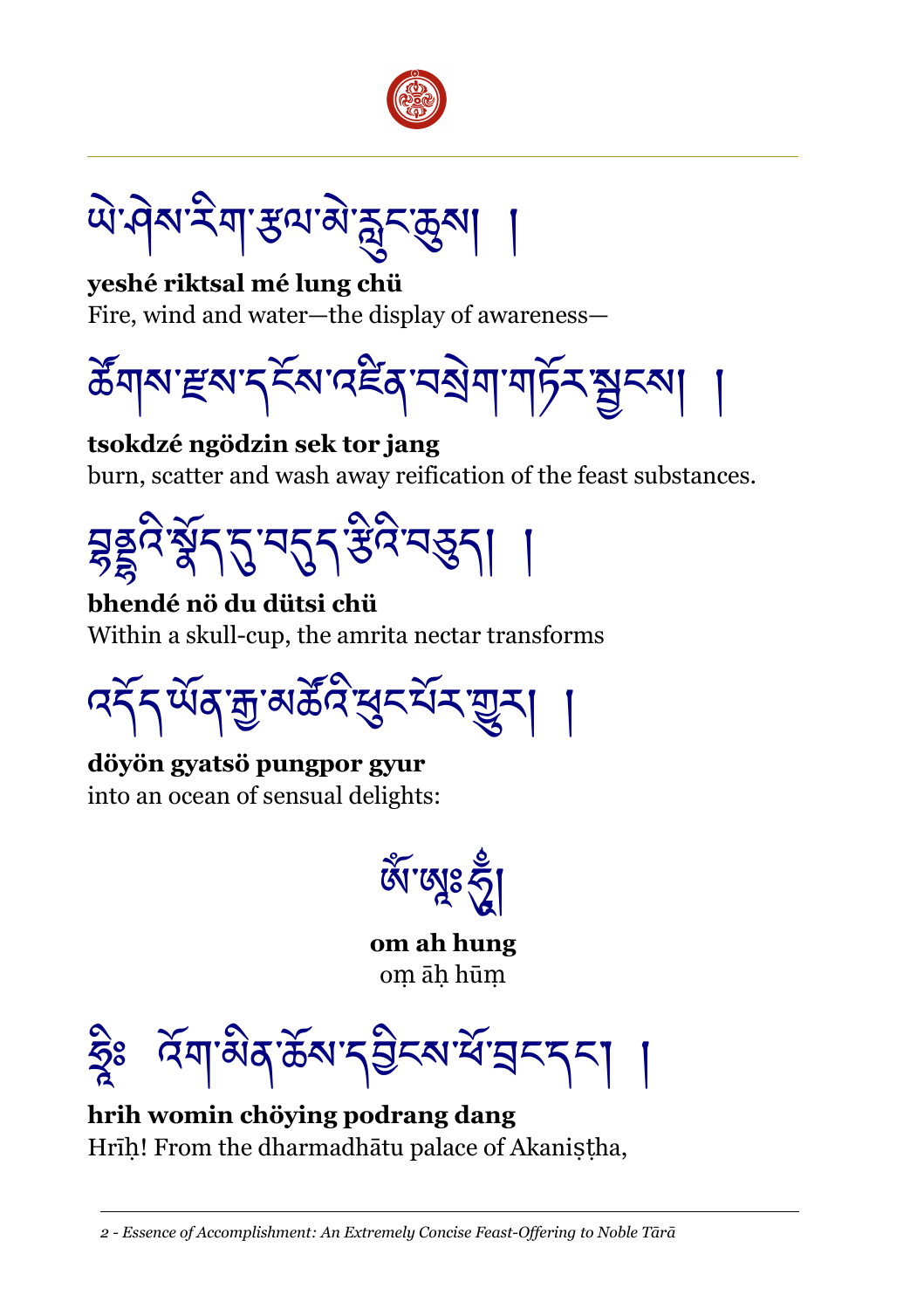ཡེ་ཤེས་རིག་རྩལ་མེ་རླུང་ཆུས། །

**yeshé riktsal mé lung chü**
Fire, wind and water—the display of awareness—

ཚོགས་རྫས་དངོས་འཛིན་བསྲེག་གཏོར་སྦྱངས། །

**tsokdzé ngödzin sek tor jang**
burn, scatter and wash away reification of the feast substances.

བྷནྡྷའི་སྣོད་དུ་བདུད་རྩིའི་བཅུད། །

**bhendé nö du dütsi chü**
Within a skull-cup, the amrita nectar transforms

འདོད་ཡོན་རྒྱ་མཚོའི་ཕུང་པོར་གྱུར། །

**döyön gyatsö pungpor gyur**
into an ocean of sensual delights:

ཨོཾ་ཨཱཿཧཱུྃ།

**om ah hung**
oṃ āḥ hūṃ

ཧྲཱིཿ འོག་མིན་ཆོས་དབྱིངས་ཕོ་བྲང་དང་། །

**hrih womin chöying podrang dang**
Hrīḥ! From the dharmadhātu palace of Akaniṣṭha,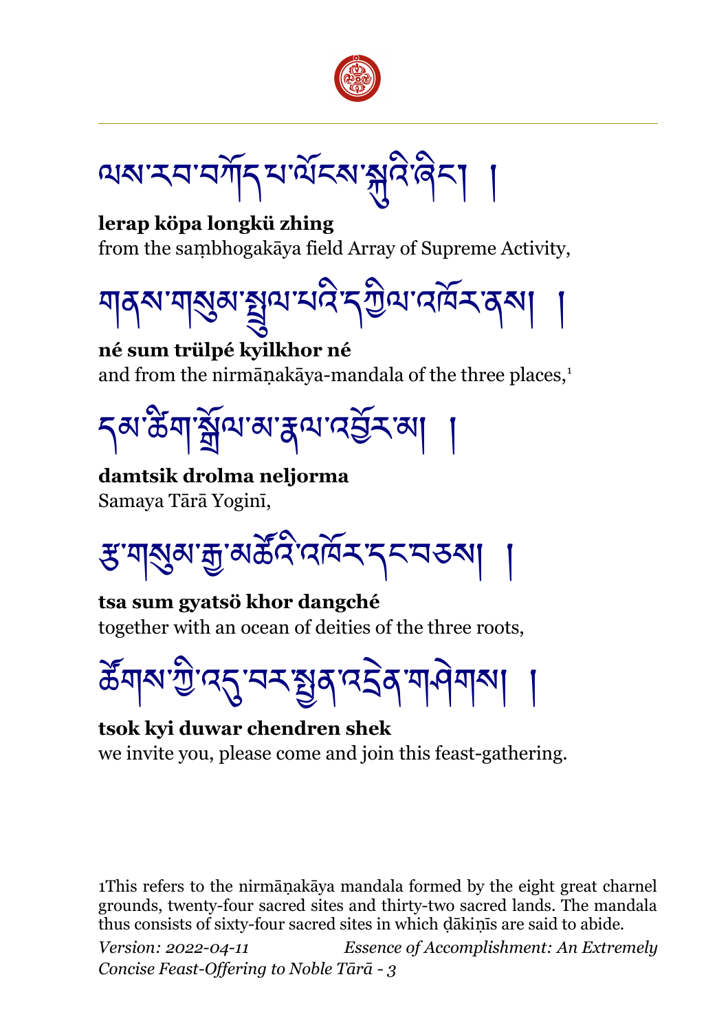ལས་རབ་བཀོད་པ་ལོངས་སྐུའི་ཞིང་། །

**lerap köpa longkü zhing**
from the saṃbhogakāya field Array of Supreme Activity,

གནས་གསུམ་སྤྲུལ་པའི་དཀྱིལ་འཁོར་ནས། །

**né sum trülpé kyilkhor né**
and from the nirmāṇakāya-mandala of the three places,[1]

དམ་ཚིག་སྒྲོལ་མ་རྣལ་འབྱོར་མ། །

**damtsik drolma neljorma**
Samaya Tārā Yoginī,

རྩ་གསུམ་རྒྱ་མཚོའི་འཁོར་དང་བཅས། །

**tsa sum gyatsö khor dangché**
together with an ocean of deities of the three roots,

ཚོགས་ཀྱི་འདུ་བར་སྤྱན་འདྲེན་གཤེགས། །

**tsok kyi duwar chendren shek**
we invite you, please come and join this feast-gathering.

1This refers to the nirmāṇakāya mandala formed by the eight great charnel grounds, twenty-four sacred sites and thirty-two sacred lands. The mandala thus consists of sixty-four sacred sites in which ḍākiṇīs are said to abide.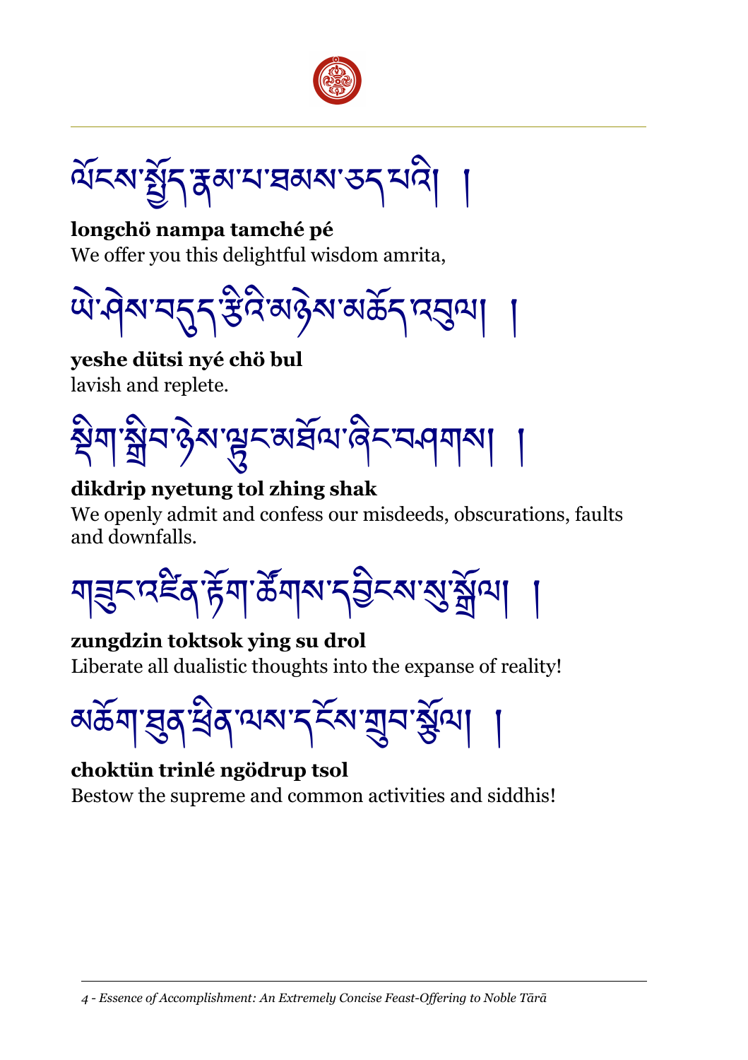ལོངས་སྤྱོད་རྣམ་པ་ཐམས་ཅད་པའི། །

**longchö nampa tamché pé**
We offer you this delightful wisdom amrita,

ཡེ་ཤེས་བདུད་རྩིའི་མཉེས་མཆོད་འབུལ། །

**yeshe dütsi nyé chö bul**
lavish and replete.

སྡིག་སྒྲིབ་ཉེས་ལྟུང་མཐོལ་ཞིང་བཤགས། །

**dikdrip nyetung tol zhing shak**
We openly admit and confess our misdeeds, obscurations, faults and downfalls.

གཟུང་འཛིན་རྟོག་ཚོགས་དབྱིངས་སུ་སྒྲོལ། །

**zungdzin toktsok ying su drol**
Liberate all dualistic thoughts into the expanse of reality!

མཆོག་ཐུན་ཕྲིན་ལས་དངོས་གྲུབ་སྩོལ། །

**choktün trinlé ngödrup tsol**
Bestow the supreme and common activities and siddhis!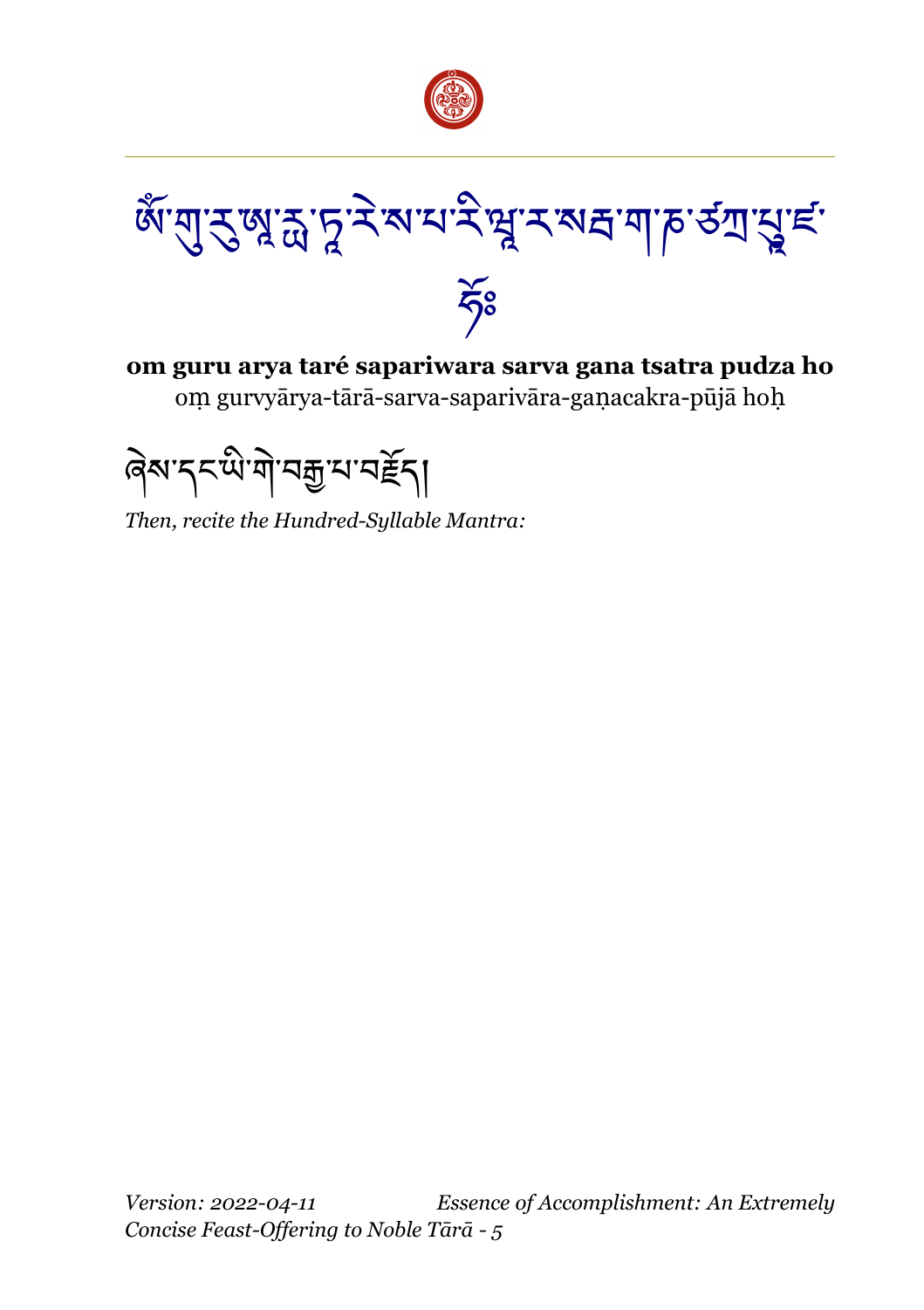ཨོཾ་གུ་རུ་ཨཱ་ཪྻ་ཏཱ་རེ་ས་པ་རི་ཝཱ་ར་སརྦ་ག་ཎ་ཙཀྲ་པཱུ་ཛ་ཧོཿ

**om guru arya taré sapariwara sarva gana tsatra pudza ho**

oṃ gurvyārya-tārā-sarva-saparivāra-gaṇacakra-pūjā hoḥ

ཞེས་དང་ཡི་གེ་བརྒྱ་པ་བཟློད།

*Then, recite the Hundred-Syllable Mantra:*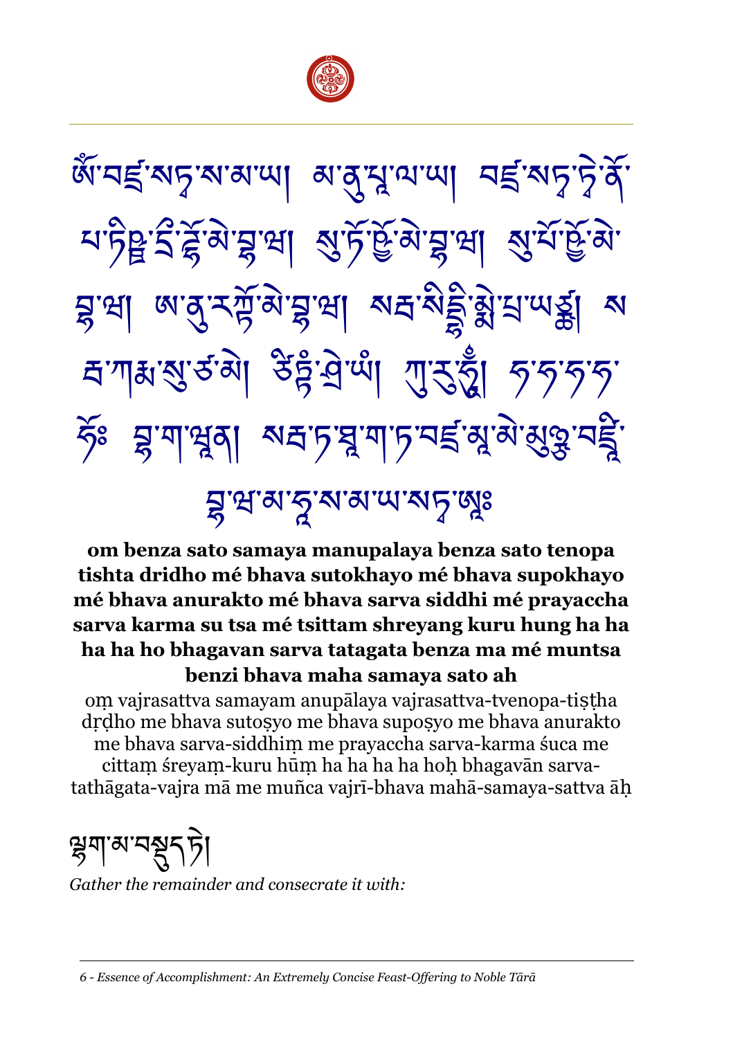ཨོཾ་བཛྲ་སཏྭ་ས་མ་ཡ། མ་ནུ་པཱ་ལ་ཡ། བཛྲ་སཏྭ་ཏྭེ་ནོ་པ་ཏིཥྛ་དྲི་ཌྷོ་མེ་བྷ་ཝ། སུ་ཏོ་ཥྱོ་མེ་བྷ་ཝ། སུ་པོ་ཥྱོ་མེ་བྷ་ཝ། ཨ་ནུ་རཀྟོ་མེ་བྷ་ཝ། སརྦ་སིདྡྷིཾ་མྨེ་པྲ་ཡཙྪ། སརྦ་ཀརྨ་སུ་ཙ་མེ། ཙིཏྟཾ་ཤྲེ་ཡཿ་ཀུ་རུ་ཧཱུྃ། ཧ་ཧ་ཧ་ཧ་ཧོཿ བྷ་ག་ཝན། སརྦ་ཏ་ཐཱ་ག་ཏ་བཛྲ་མཱ་མེ་མུཉྩ་བཛྲཱི་བྷ་ཝ་མ་ཧཱ་ས་མ་ཡ་སཏྭ་ཨཱཿ

**om benza sato samaya manupalaya benza sato tenopa tishta dridho mé bhava sutokhayo mé bhava supokhayo mé bhava anurakto mé bhava sarva siddhi mé prayaccha sarva karma su tsa mé tsittam shreyang kuru hung ha ha ha ha ho bhagavan sarva tatagata benza ma mé muntsa benzi bhava maha samaya sato ah**

oṃ vajrasattva samayam anupālaya vajrasattva-tvenopa-tiṣṭha dṛḍho me bhava sutoṣyo me bhava supoṣyo me bhava anurakto me bhava sarva-siddhiṃ me prayaccha sarva-karma śuca me cittaṃ śreyaṃ-kuru hūṃ ha ha ha ha hoḥ bhagavān sarva-tathāgata-vajra mā me muñca vajrī-bhava mahā-samaya-sattva āḥ

ལྷག་མ་བསྡུད་དེ།

*Gather the remainder and consecrate it with:*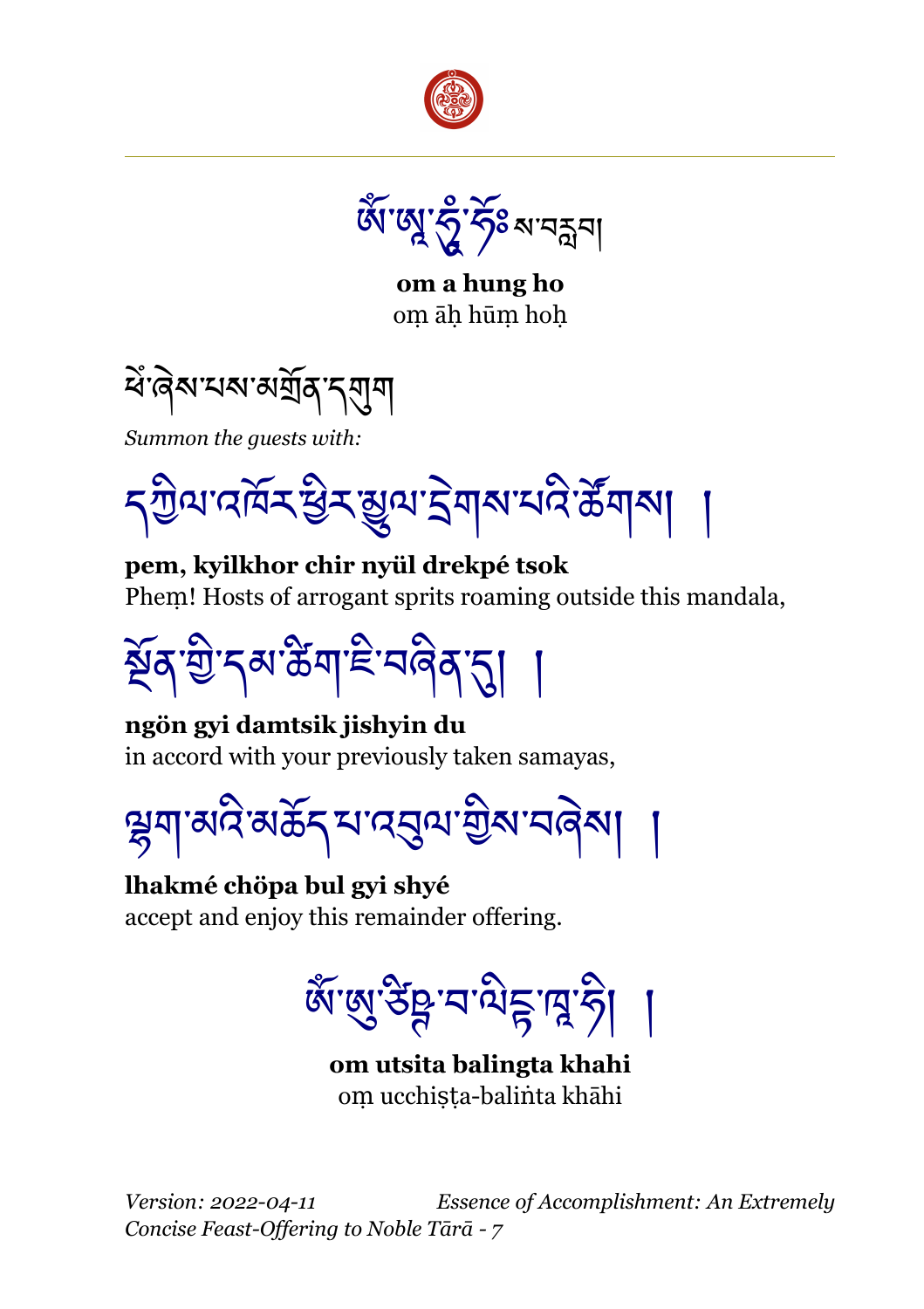ཨོཾ་ཨཱ་ཧཱུྃ་ཧོཿ ས་བརླབ།

**om a hung ho**
oṃ āḥ hūṃ hoḥ

ཕཻཾ་ཞེས་པས་མགྲོན་དགུག

*Summon the guests with:*

དཀྱིལ་འཁོར་ཕྱིར་སྙུལ་དྲེགས་པའི་ཚོགས། །

**pem, kyilkhor chir nyül drekpé tsok**
Pheṃ! Hosts of arrogant sprits roaming outside this mandala,

སྔོན་གྱི་དམ་ཚིག་ཇི་བཞིན་དུ། །

**ngön gyi damtsik jishyin du**
in accord with your previously taken samayas,

ལྷག་མའི་མཆོད་པ་འབུལ་གྱིས་བཞེས། །

**lhakmé chöpa bul gyi shyé**
accept and enjoy this remainder offering.

ཨོཾ་ཨུ་ཙྪིཥྚ་བ་ལིངྟ་ཁ་ཧི། །

**om utsita balingta khahi**
oṃ ucchiṣṭa-baliṅta khāhi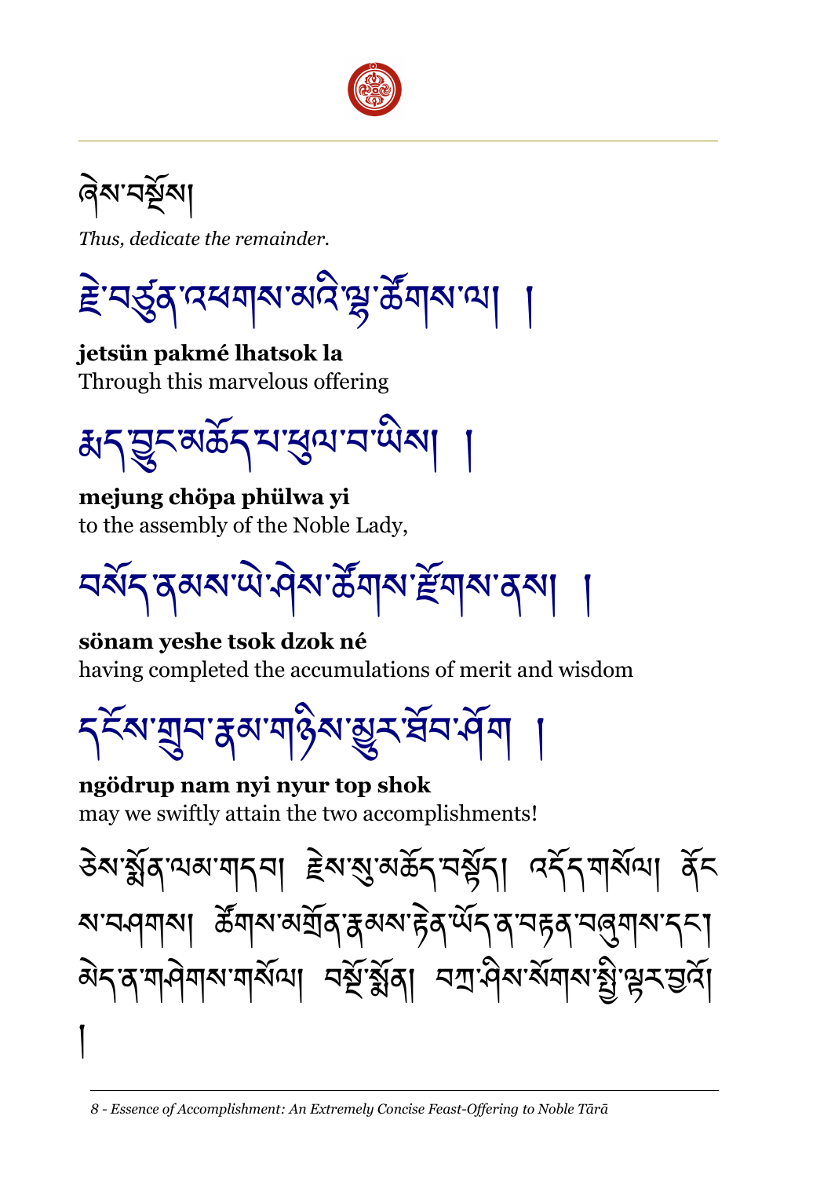ཞེས་བསྔོས།

*Thus, dedicate the remainder.*

རྗེ་བཙུན་འཕགས་མའི་ལྷ་ཚོགས་ལ། །

**jetsün pakmé lhatsok la**
Through this marvelous offering

རྨད་བྱུང་མཆོད་པ་ཕུལ་བ་ཡིས། །

**mejung chöpa phülwa yi**
to the assembly of the Noble Lady,

བསོད་ནམས་ཡེ་ཤེས་ཚོགས་རྫོགས་ནས། །

**sönam yeshe tsok dzok né**
having completed the accumulations of merit and wisdom

དངོས་གྲུབ་རྣམ་གཉིས་མྱུར་ཐོབ་ཤོག །

**ngödrup nam nyi nyur top shok**
may we swiftly attain the two accomplishments!

ཅེས་སྨོན་ལམ་གདབ། རྗེས་སུ་མཆོད་བསྟོད། འདོད་གསོལ། ནོངས་པ་བཤགས། ཚོགས་མགྲོན་རྣམས་རྟེན་ཡོད་ན་བརྟན་བཞུགས་དང་། མེད་ན་གཤེགས་གསོལ། བསྔོ་སྨོན། བཀྲ་ཤིས་སོགས་ཀྱི་ལྷུར་བྱའོ། །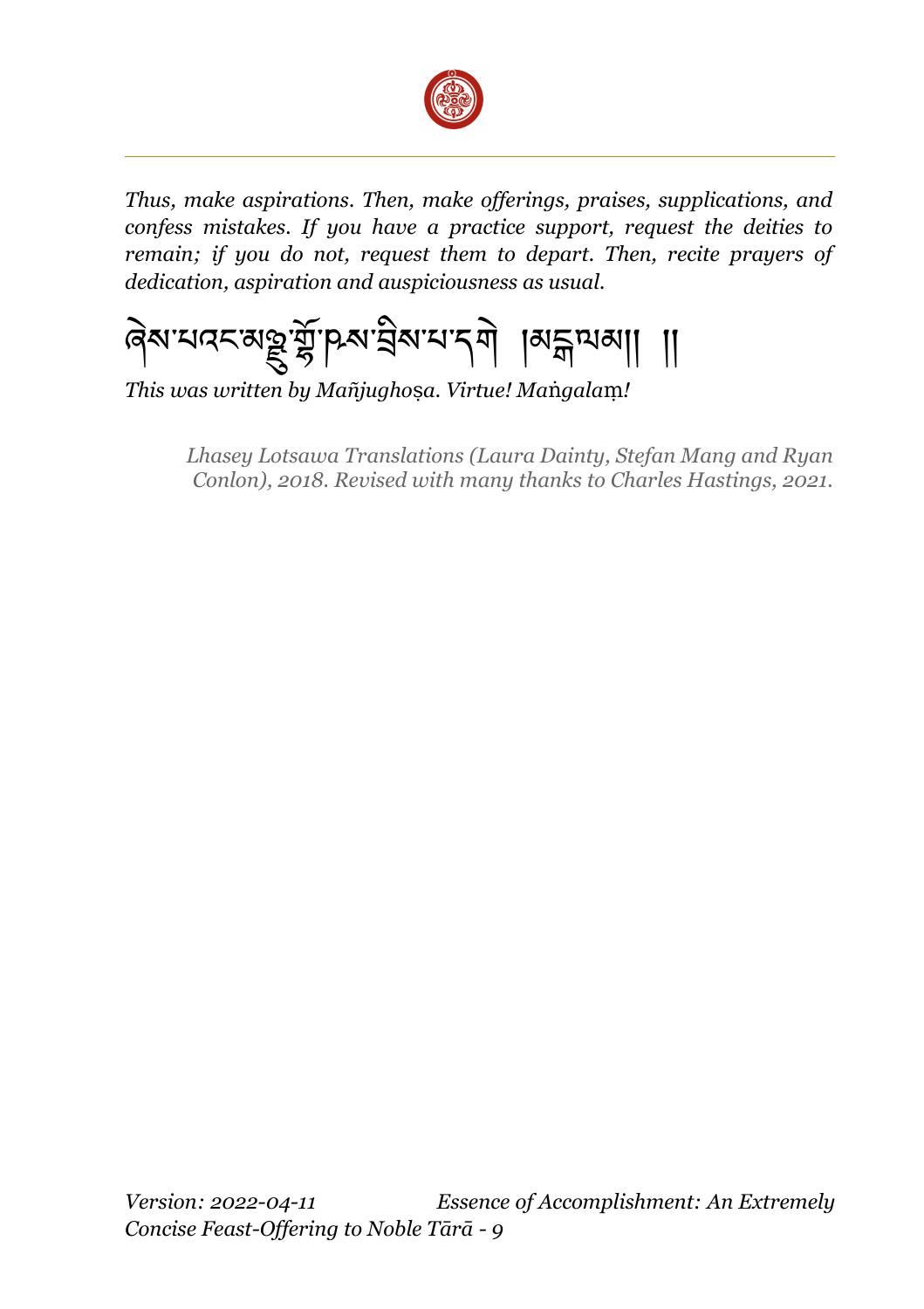*Thus, make aspirations. Then, make offerings, praises, supplications, and confess mistakes. If you have a practice support, request the deities to remain; if you do not, request them to depart. Then, recite prayers of dedication, aspiration and auspiciousness as usual.*

ཞེས་པའང་མཉྫུ་གྷོ་ཥས་བྲིས་པ་དགེ། །མངྒལམ།། །།

*This was written by Mañjughoṣa. Virtue! Maṅgalaṃ!*

*Lhasey Lotsawa Translations (Laura Dainty, Stefan Mang and Ryan Conlon), 2018. Revised with many thanks to Charles Hastings, 2021.*

*Version: 2022-04-11*